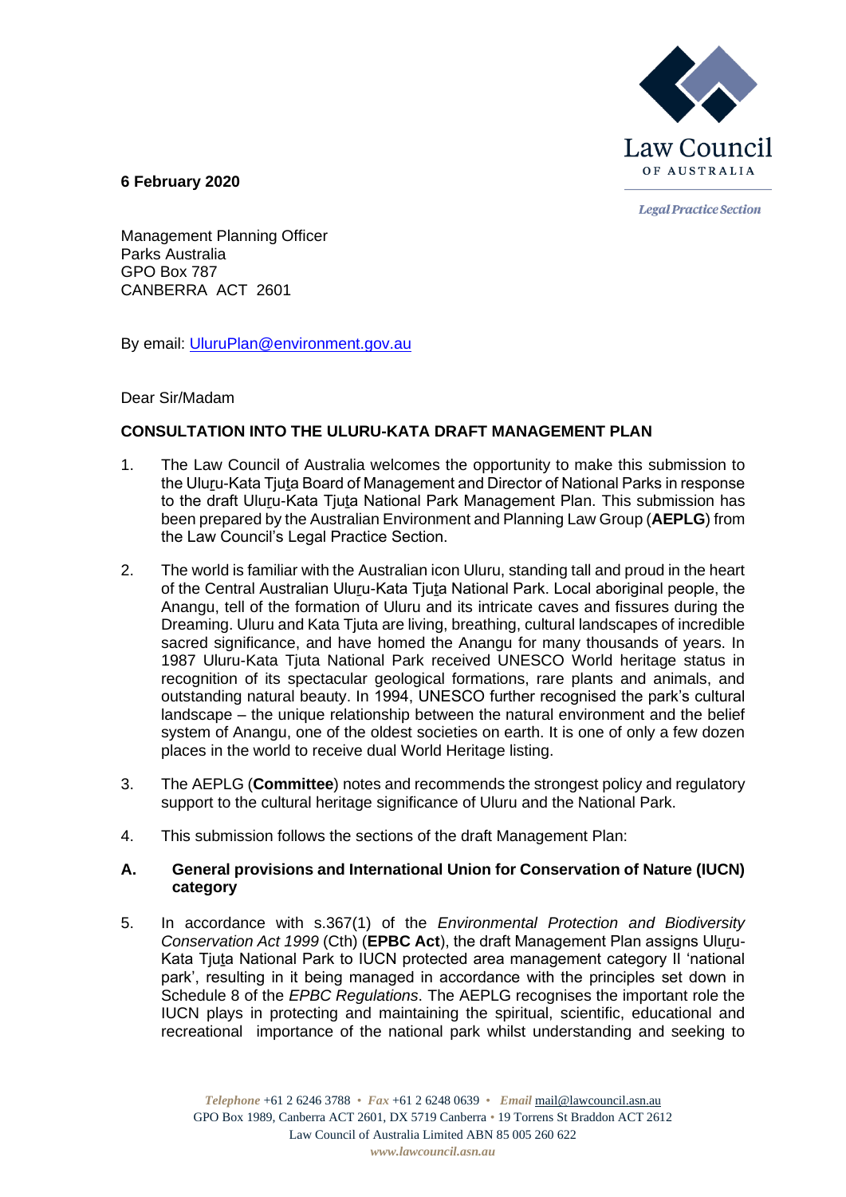**6 February 2020**

Management Planning Officer
Parks Australia
GPO Box 787
CANBERRA ACT 2601

By email: [UluruPlan@environment.gov.au](mailto:UluruPlan@environment.gov.au)

Dear Sir/Madam

**CONSULTATION INTO THE ULURU-KATA DRAFT MANAGEMENT PLAN**

1. The Law Council of Australia welcomes the opportunity to make this submission to the Uluṟu-Kata Tjuṯa Board of Management and Director of National Parks in response to the draft Uluṟu-Kata Tjuṯa National Park Management Plan. This submission has been prepared by the Australian Environment and Planning Law Group (**AEPLG**) from the Law Council's Legal Practice Section.

2. The world is familiar with the Australian icon Uluru, standing tall and proud in the heart of the Central Australian Uluṟu-Kata Tjuṯa National Park. Local aboriginal people, the Anangu, tell of the formation of Uluru and its intricate caves and fissures during the Dreaming. Uluru and Kata Tjuta are living, breathing, cultural landscapes of incredible sacred significance, and have homed the Anangu for many thousands of years. In 1987 Uluru-Kata Tjuta National Park received UNESCO World heritage status in recognition of its spectacular geological formations, rare plants and animals, and outstanding natural beauty. In 1994, UNESCO further recognised the park's cultural landscape – the unique relationship between the natural environment and the belief system of Anangu, one of the oldest societies on earth. It is one of only a few dozen places in the world to receive dual World Heritage listing.

3. The AEPLG (**Committee**) notes and recommends the strongest policy and regulatory support to the cultural heritage significance of Uluru and the National Park.

4. This submission follows the sections of the draft Management Plan:

## A. General provisions and International Union for Conservation of Nature (IUCN) category

5. In accordance with s.367(1) of the *Environmental Protection and Biodiversity Conservation Act 1999* (Cth) (**EPBC Act**), the draft Management Plan assigns Uluṟu-Kata Tjuṯa National Park to IUCN protected area management category II 'national park', resulting in it being managed in accordance with the principles set down in Schedule 8 of the *EPBC Regulations*. The AEPLG recognises the important role the IUCN plays in protecting and maintaining the spiritual, scientific, educational and recreational importance of the national park whilst understanding and seeking to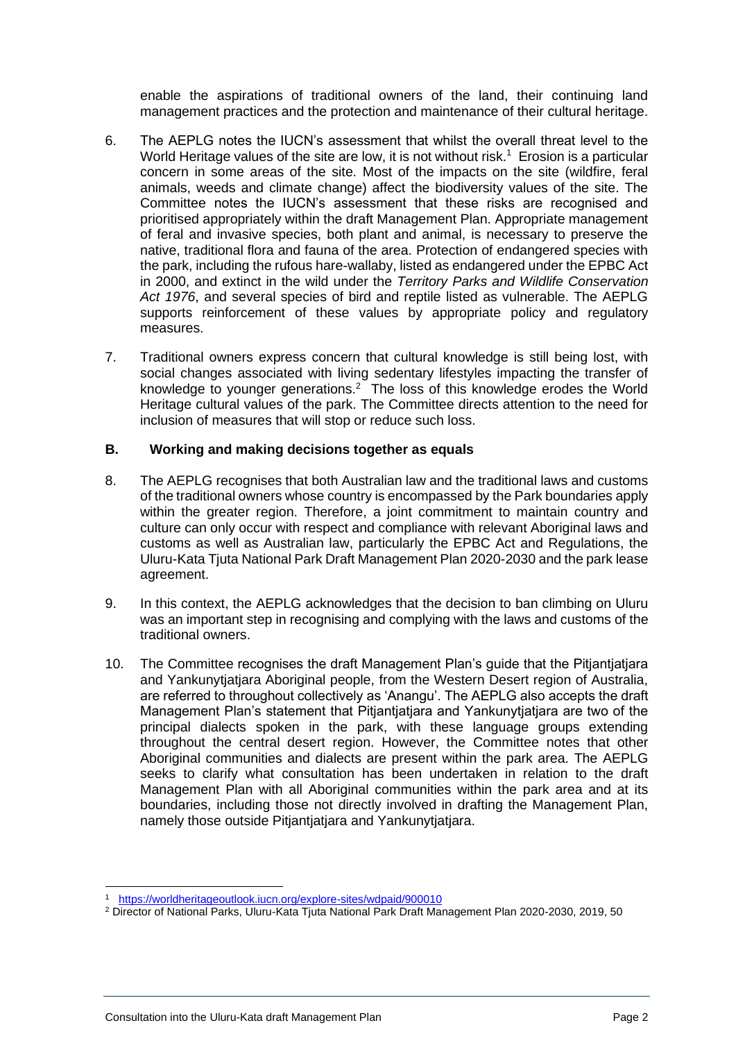enable the aspirations of traditional owners of the land, their continuing land management practices and the protection and maintenance of their cultural heritage.

6. The AEPLG notes the IUCN's assessment that whilst the overall threat level to the World Heritage values of the site are low, it is not without risk.[1] Erosion is a particular concern in some areas of the site. Most of the impacts on the site (wildfire, feral animals, weeds and climate change) affect the biodiversity values of the site. The Committee notes the IUCN's assessment that these risks are recognised and prioritised appropriately within the draft Management Plan. Appropriate management of feral and invasive species, both plant and animal, is necessary to preserve the native, traditional flora and fauna of the area. Protection of endangered species with the park, including the rufous hare-wallaby, listed as endangered under the EPBC Act in 2000, and extinct in the wild under the *Territory Parks and Wildlife Conservation Act 1976*, and several species of bird and reptile listed as vulnerable. The AEPLG supports reinforcement of these values by appropriate policy and regulatory measures.

7. Traditional owners express concern that cultural knowledge is still being lost, with social changes associated with living sedentary lifestyles impacting the transfer of knowledge to younger generations.[2] The loss of this knowledge erodes the World Heritage cultural values of the park. The Committee directs attention to the need for inclusion of measures that will stop or reduce such loss.

### B. Working and making decisions together as equals

8. The AEPLG recognises that both Australian law and the traditional laws and customs of the traditional owners whose country is encompassed by the Park boundaries apply within the greater region. Therefore, a joint commitment to maintain country and culture can only occur with respect and compliance with relevant Aboriginal laws and customs as well as Australian law, particularly the EPBC Act and Regulations, the Uluru-Kata Tjuta National Park Draft Management Plan 2020-2030 and the park lease agreement.

9. In this context, the AEPLG acknowledges that the decision to ban climbing on Uluru was an important step in recognising and complying with the laws and customs of the traditional owners.

10. The Committee recognises the draft Management Plan's guide that the Pitjantjatjara and Yankunytjatjara Aboriginal people, from the Western Desert region of Australia, are referred to throughout collectively as 'Anangu'. The AEPLG also accepts the draft Management Plan's statement that Pitjantjatjara and Yankunytjatjara are two of the principal dialects spoken in the park, with these language groups extending throughout the central desert region. However, the Committee notes that other Aboriginal communities and dialects are present within the park area. The AEPLG seeks to clarify what consultation has been undertaken in relation to the draft Management Plan with all Aboriginal communities within the park area and at its boundaries, including those not directly involved in drafting the Management Plan, namely those outside Pitjantjatjara and Yankunytjatjara.

---

[1] https://worldheritageoutlook.iucn.org/explore-sites/wdpaid/900010

[2] Director of National Parks, Uluru-Kata Tjuta National Park Draft Management Plan 2020-2030, 2019, 50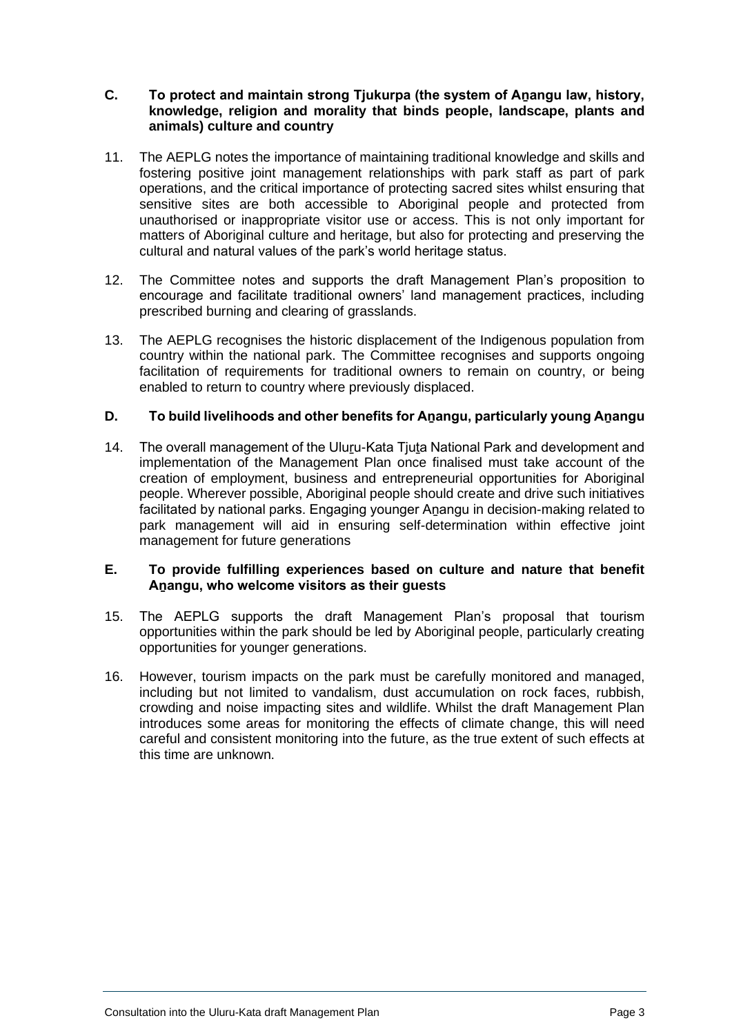## C. To protect and maintain strong Tjukurpa (the system of Aṉangu law, history, knowledge, religion and morality that binds people, landscape, plants and animals) culture and country

11. The AEPLG notes the importance of maintaining traditional knowledge and skills and fostering positive joint management relationships with park staff as part of park operations, and the critical importance of protecting sacred sites whilst ensuring that sensitive sites are both accessible to Aboriginal people and protected from unauthorised or inappropriate visitor use or access. This is not only important for matters of Aboriginal culture and heritage, but also for protecting and preserving the cultural and natural values of the park's world heritage status.

12. The Committee notes and supports the draft Management Plan's proposition to encourage and facilitate traditional owners' land management practices, including prescribed burning and clearing of grasslands.

13. The AEPLG recognises the historic displacement of the Indigenous population from country within the national park. The Committee recognises and supports ongoing facilitation of requirements for traditional owners to remain on country, or being enabled to return to country where previously displaced.

## D. To build livelihoods and other benefits for Aṉangu, particularly young Aṉangu

14. The overall management of the Uluṟu-Kata Tjuṯa National Park and development and implementation of the Management Plan once finalised must take account of the creation of employment, business and entrepreneurial opportunities for Aboriginal people. Wherever possible, Aboriginal people should create and drive such initiatives facilitated by national parks. Engaging younger Aṉangu in decision-making related to park management will aid in ensuring self-determination within effective joint management for future generations

## E. To provide fulfilling experiences based on culture and nature that benefit Aṉangu, who welcome visitors as their guests

15. The AEPLG supports the draft Management Plan's proposal that tourism opportunities within the park should be led by Aboriginal people, particularly creating opportunities for younger generations.

16. However, tourism impacts on the park must be carefully monitored and managed, including but not limited to vandalism, dust accumulation on rock faces, rubbish, crowding and noise impacting sites and wildlife. Whilst the draft Management Plan introduces some areas for monitoring the effects of climate change, this will need careful and consistent monitoring into the future, as the true extent of such effects at this time are unknown.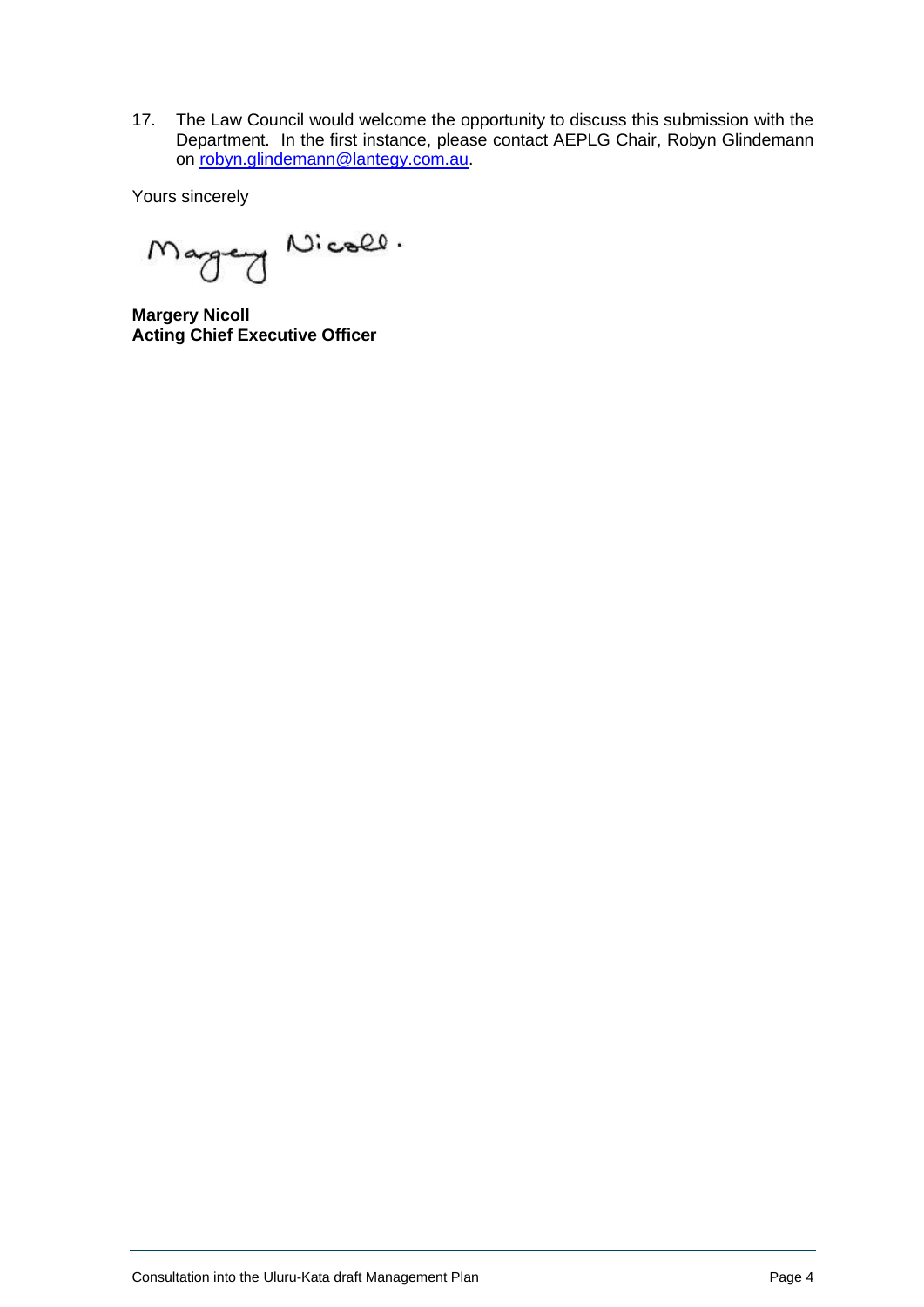17. The Law Council would welcome the opportunity to discuss this submission with the Department. In the first instance, please contact AEPLG Chair, Robyn Glindemann on [robyn.glindemann@lantegy.com.au](mailto:robyn.glindemann@lantegy.com.au).

Yours sincerely

**Margery Nicoll**
**Acting Chief Executive Officer**